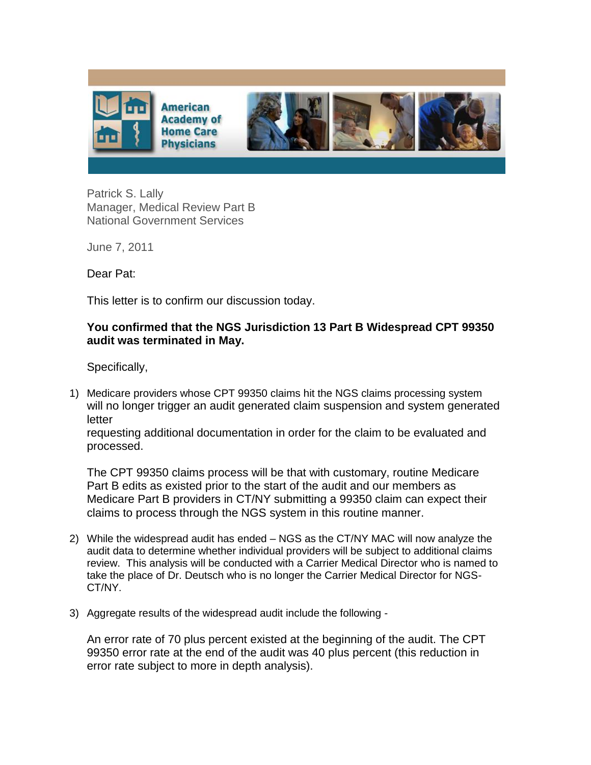American Academy of Home Care Physicians

Patrick S. Lally
Manager, Medical Review Part B
National Government Services

June 7, 2011

Dear Pat:

This letter is to confirm our discussion today.

**You confirmed that the NGS Jurisdiction 13 Part B Widespread CPT 99350 audit was terminated in May.**

Specifically,

1) Medicare providers whose CPT 99350 claims hit the NGS claims processing system will no longer trigger an audit generated claim suspension and system generated letter
   requesting additional documentation in order for the claim to be evaluated and processed.

   The CPT 99350 claims process will be that with customary, routine Medicare Part B edits as existed prior to the start of the audit and our members as Medicare Part B providers in CT/NY submitting a 99350 claim can expect their claims to process through the NGS system in this routine manner.

2) While the widespread audit has ended – NGS as the CT/NY MAC will now analyze the audit data to determine whether individual providers will be subject to additional claims review. This analysis will be conducted with a Carrier Medical Director who is named to take the place of Dr. Deutsch who is no longer the Carrier Medical Director for NGS-CT/NY.

3) Aggregate results of the widespread audit include the following -

   An error rate of 70 plus percent existed at the beginning of the audit. The CPT 99350 error rate at the end of the audit was 40 plus percent (this reduction in error rate subject to more in depth analysis).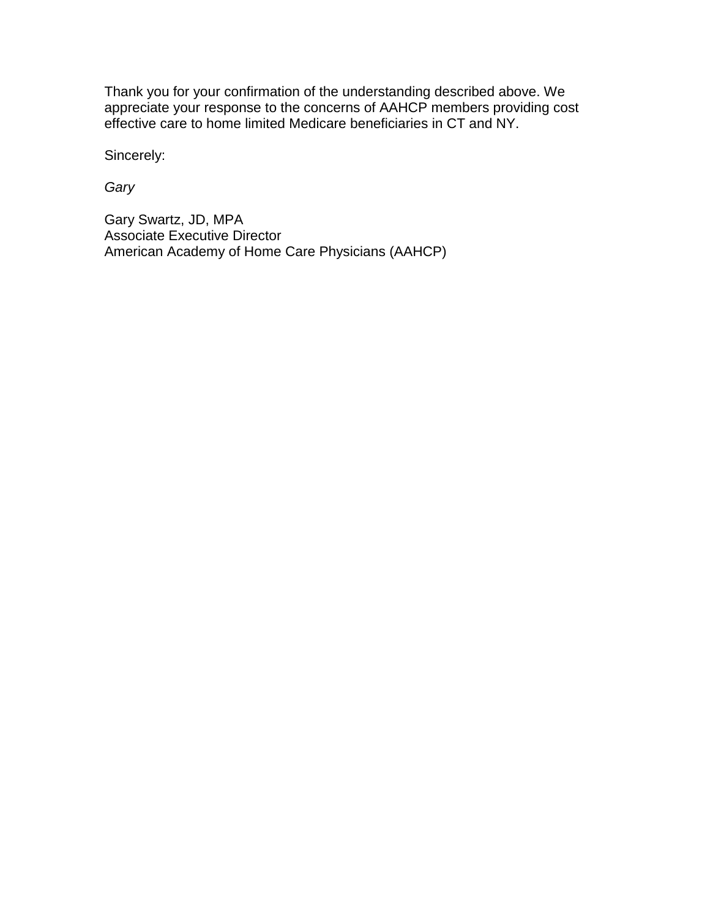Thank you for your confirmation of the understanding described above. We appreciate your response to the concerns of AAHCP members providing cost effective care to home limited Medicare beneficiaries in CT and NY.

Sincerely:

*Gary*

Gary Swartz, JD, MPA
Associate Executive Director
American Academy of Home Care Physicians (AAHCP)